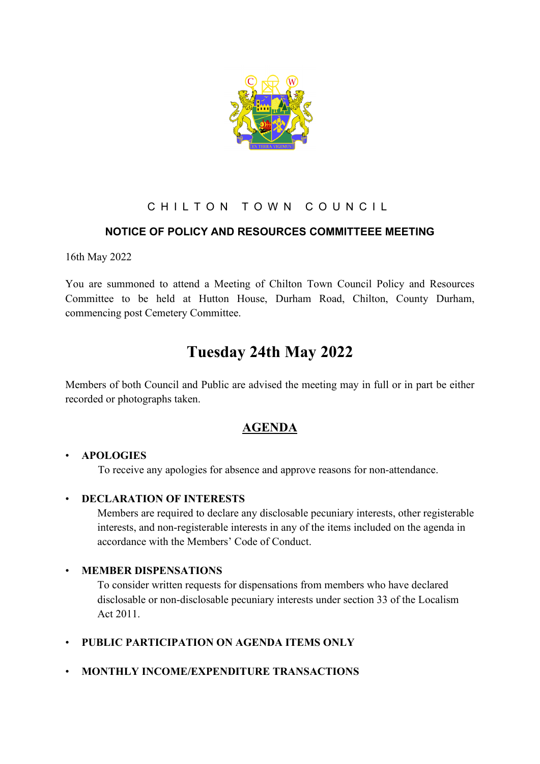# CHILTON TOWN COUNCIL

## NOTICE OF POLICY AND RESOURCES COMMITTEEE MEETING

16th May 2022

You are summoned to attend a Meeting of Chilton Town Council Policy and Resources Committee to be held at Hutton House, Durham Road, Chilton, County Durham, commencing post Cemetery Committee.

# Tuesday 24th May 2022

Members of both Council and Public are advised the meeting may in full or in part be either recorded or photographs taken.

## AGENDA

- **APOLOGIES**
  To receive any apologies for absence and approve reasons for non-attendance.

- **DECLARATION OF INTERESTS**
  Members are required to declare any disclosable pecuniary interests, other registerable interests, and non-registerable interests in any of the items included on the agenda in accordance with the Members' Code of Conduct.

- **MEMBER DISPENSATIONS**
  To consider written requests for dispensations from members who have declared disclosable or non-disclosable pecuniary interests under section 33 of the Localism Act 2011.

- **PUBLIC PARTICIPATION ON AGENDA ITEMS ONLY**

- **MONTHLY INCOME/EXPENDITURE TRANSACTIONS**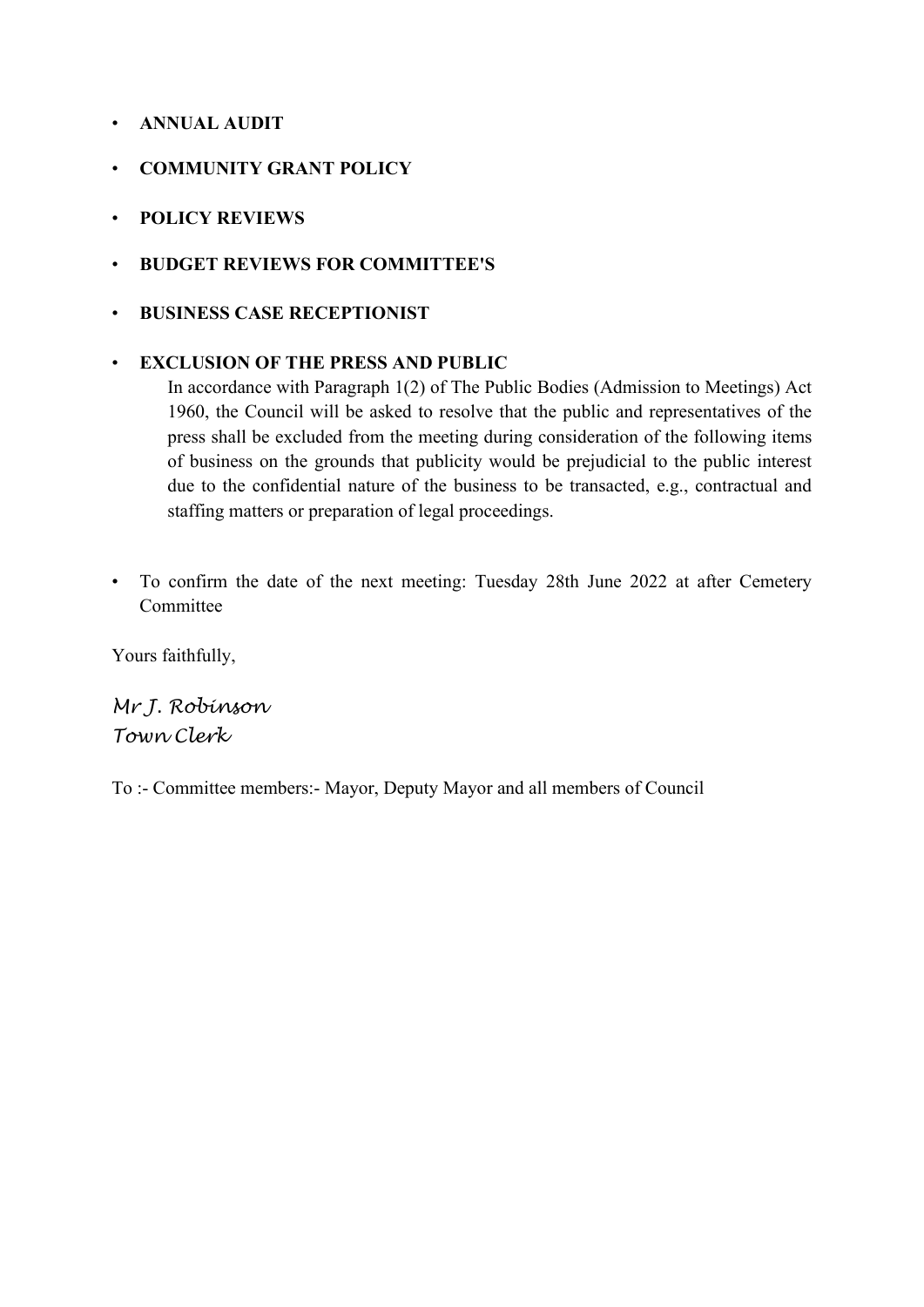- **ANNUAL AUDIT**
- **COMMUNITY GRANT POLICY**
- **POLICY REVIEWS**
- **BUDGET REVIEWS FOR COMMITTEE'S**
- **BUSINESS CASE RECEPTIONIST**
- **EXCLUSION OF THE PRESS AND PUBLIC**

  In accordance with Paragraph 1(2) of The Public Bodies (Admission to Meetings) Act 1960, the Council will be asked to resolve that the public and representatives of the press shall be excluded from the meeting during consideration of the following items of business on the grounds that publicity would be prejudicial to the public interest due to the confidential nature of the business to be transacted, e.g., contractual and staffing matters or preparation of legal proceedings.

- To confirm the date of the next meeting: Tuesday 28th June 2022 at after Cemetery Committee

Yours faithfully,

*Mr J. Robinson*
*Town Clerk*

To :- Committee members:- Mayor, Deputy Mayor and all members of Council